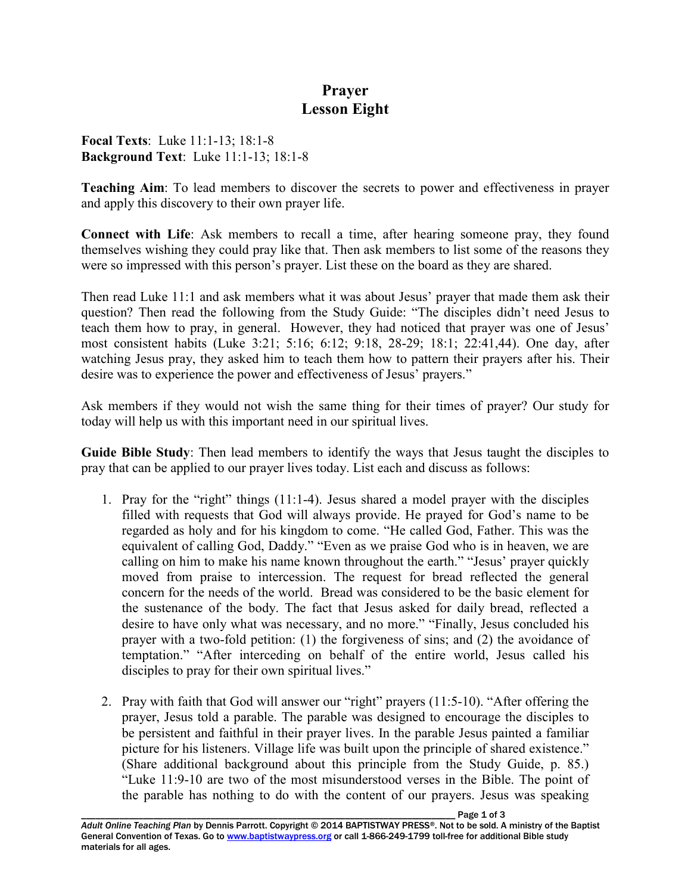# Prayer
# Lesson Eight

**Focal Texts**: Luke 11:1-13; 18:1-8
**Background Text**: Luke 11:1-13; 18:1-8

**Teaching Aim**: To lead members to discover the secrets to power and effectiveness in prayer and apply this discovery to their own prayer life.

**Connect with Life**: Ask members to recall a time, after hearing someone pray, they found themselves wishing they could pray like that. Then ask members to list some of the reasons they were so impressed with this person's prayer. List these on the board as they are shared.

Then read Luke 11:1 and ask members what it was about Jesus' prayer that made them ask their question? Then read the following from the Study Guide: "The disciples didn't need Jesus to teach them how to pray, in general. However, they had noticed that prayer was one of Jesus' most consistent habits (Luke 3:21; 5:16; 6:12; 9:18, 28-29; 18:1; 22:41,44). One day, after watching Jesus pray, they asked him to teach them how to pattern their prayers after his. Their desire was to experience the power and effectiveness of Jesus' prayers."

Ask members if they would not wish the same thing for their times of prayer? Our study for today will help us with this important need in our spiritual lives.

**Guide Bible Study**: Then lead members to identify the ways that Jesus taught the disciples to pray that can be applied to our prayer lives today. List each and discuss as follows:

1. Pray for the "right" things (11:1-4). Jesus shared a model prayer with the disciples filled with requests that God will always provide. He prayed for God's name to be regarded as holy and for his kingdom to come. "He called God, Father. This was the equivalent of calling God, Daddy." "Even as we praise God who is in heaven, we are calling on him to make his name known throughout the earth." "Jesus' prayer quickly moved from praise to intercession. The request for bread reflected the general concern for the needs of the world. Bread was considered to be the basic element for the sustenance of the body. The fact that Jesus asked for daily bread, reflected a desire to have only what was necessary, and no more." "Finally, Jesus concluded his prayer with a two-fold petition: (1) the forgiveness of sins; and (2) the avoidance of temptation." "After interceding on behalf of the entire world, Jesus called his disciples to pray for their own spiritual lives."

2. Pray with faith that God will answer our "right" prayers (11:5-10). "After offering the prayer, Jesus told a parable. The parable was designed to encourage the disciples to be persistent and faithful in their prayer lives. In the parable Jesus painted a familiar picture for his listeners. Village life was built upon the principle of shared existence." (Share additional background about this principle from the Study Guide, p. 85.) "Luke 11:9-10 are two of the most misunderstood verses in the Bible. The point of the parable has nothing to do with the content of our prayers. Jesus was speaking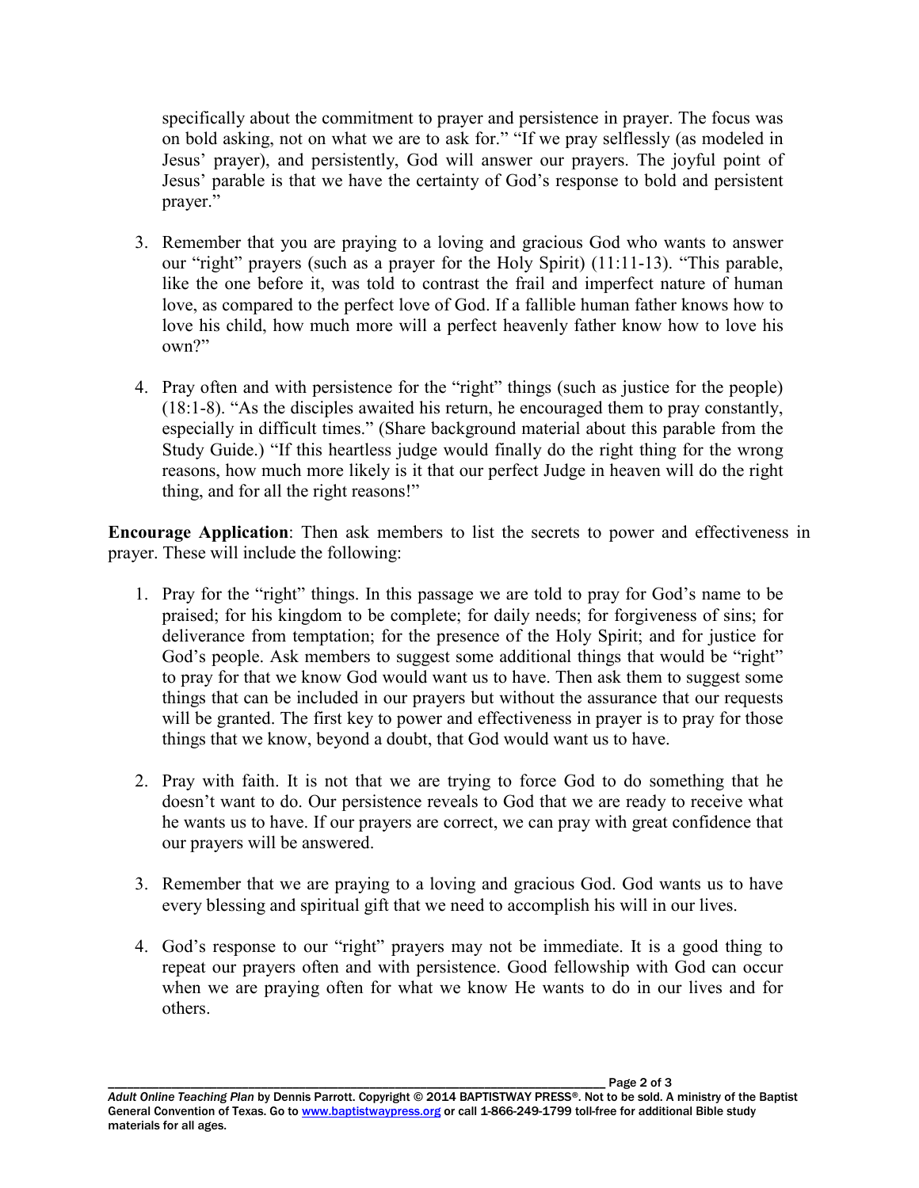specifically about the commitment to prayer and persistence in prayer. The focus was on bold asking, not on what we are to ask for." "If we pray selflessly (as modeled in Jesus' prayer), and persistently, God will answer our prayers. The joyful point of Jesus' parable is that we have the certainty of God's response to bold and persistent prayer."

3. Remember that you are praying to a loving and gracious God who wants to answer our "right" prayers (such as a prayer for the Holy Spirit) (11:11-13). "This parable, like the one before it, was told to contrast the frail and imperfect nature of human love, as compared to the perfect love of God. If a fallible human father knows how to love his child, how much more will a perfect heavenly father know how to love his own?"

4. Pray often and with persistence for the "right" things (such as justice for the people) (18:1-8). "As the disciples awaited his return, he encouraged them to pray constantly, especially in difficult times." (Share background material about this parable from the Study Guide.) "If this heartless judge would finally do the right thing for the wrong reasons, how much more likely is it that our perfect Judge in heaven will do the right thing, and for all the right reasons!"

**Encourage Application**: Then ask members to list the secrets to power and effectiveness in prayer. These will include the following:

1. Pray for the "right" things. In this passage we are told to pray for God's name to be praised; for his kingdom to be complete; for daily needs; for forgiveness of sins; for deliverance from temptation; for the presence of the Holy Spirit; and for justice for God's people. Ask members to suggest some additional things that would be "right" to pray for that we know God would want us to have. Then ask them to suggest some things that can be included in our prayers but without the assurance that our requests will be granted. The first key to power and effectiveness in prayer is to pray for those things that we know, beyond a doubt, that God would want us to have.

2. Pray with faith. It is not that we are trying to force God to do something that he doesn't want to do. Our persistence reveals to God that we are ready to receive what he wants us to have. If our prayers are correct, we can pray with great confidence that our prayers will be answered.

3. Remember that we are praying to a loving and gracious God. God wants us to have every blessing and spiritual gift that we need to accomplish his will in our lives.

4. God's response to our "right" prayers may not be immediate. It is a good thing to repeat our prayers often and with persistence. Good fellowship with God can occur when we are praying often for what we know He wants to do in our lives and for others.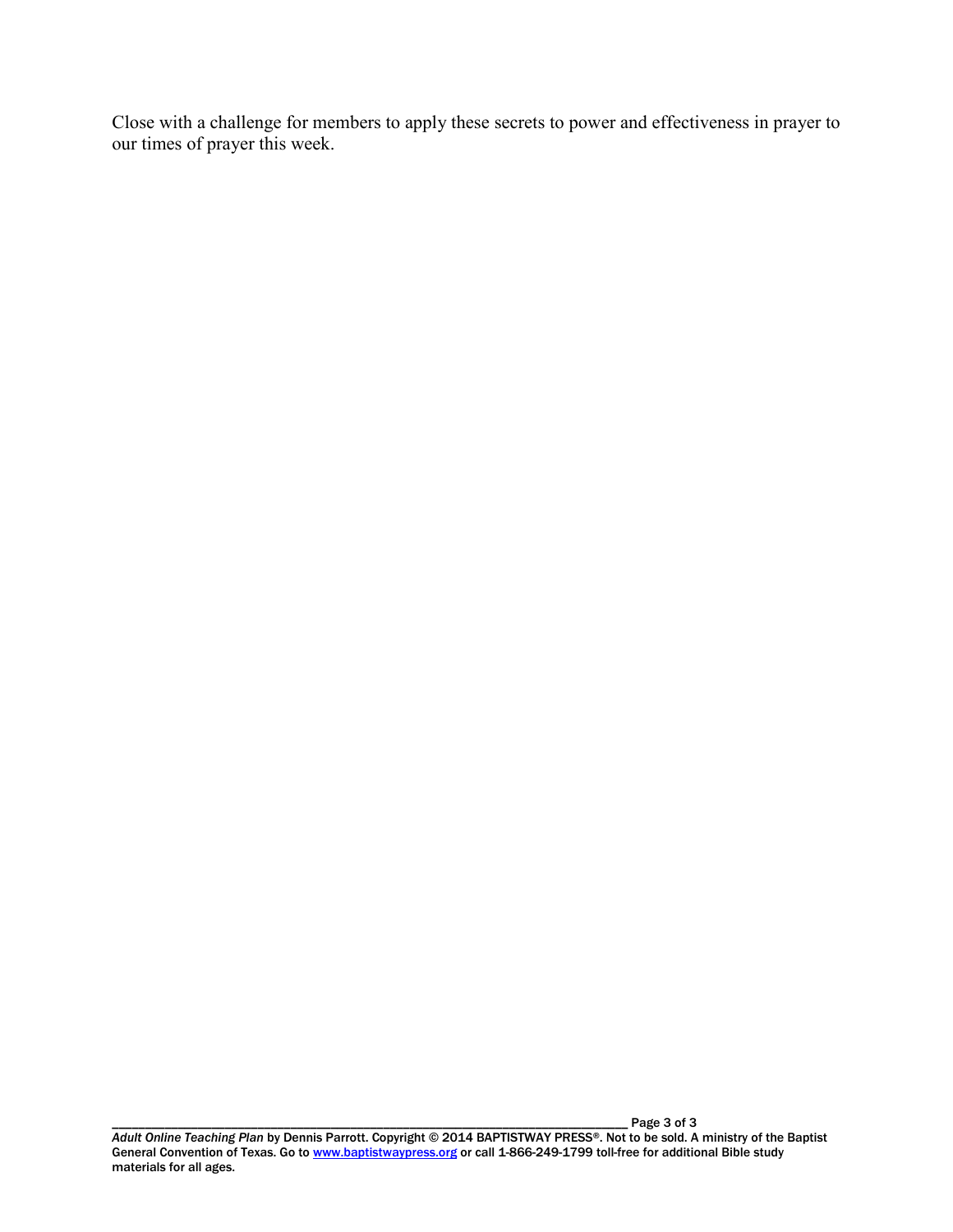Close with a challenge for members to apply these secrets to power and effectiveness in prayer to our times of prayer this week.